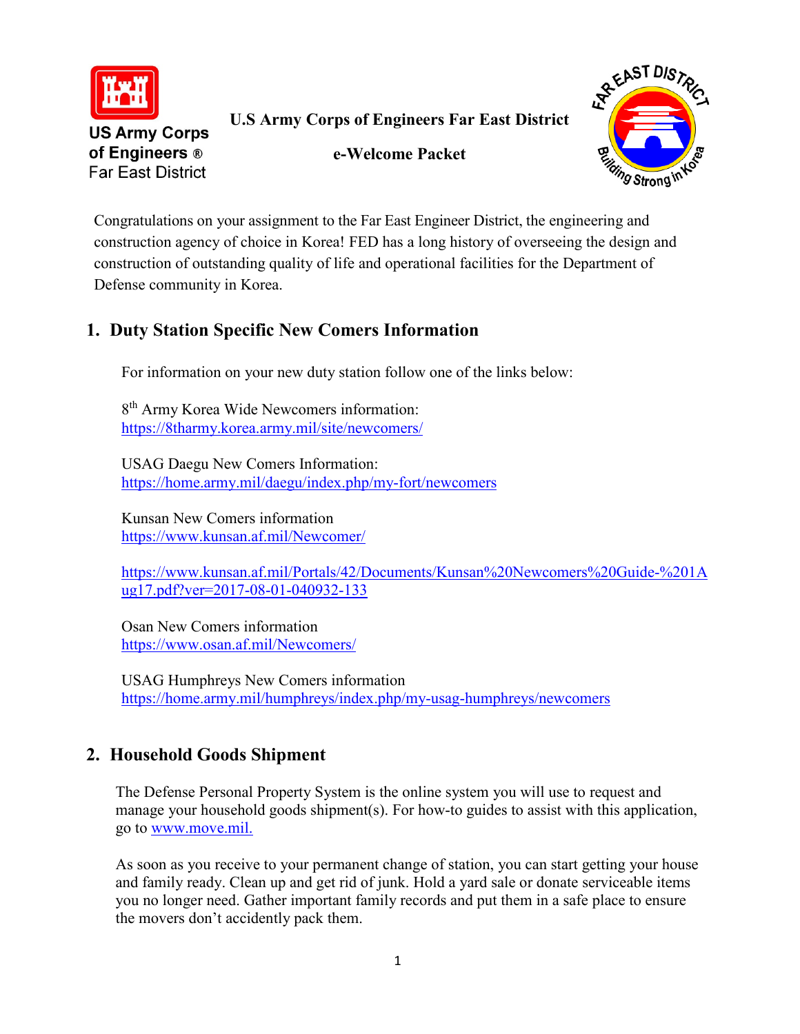# U.S Army Corps of Engineers Far East District

## e-Welcome Packet

Congratulations on your assignment to the Far East Engineer District, the engineering and construction agency of choice in Korea! FED has a long history of overseeing the design and construction of outstanding quality of life and operational facilities for the Department of Defense community in Korea.

## 1. Duty Station Specific New Comers Information

For information on your new duty station follow one of the links below:

8th Army Korea Wide Newcomers information:
https://8tharmy.korea.army.mil/site/newcomers/

USAG Daegu New Comers Information:
https://home.army.mil/daegu/index.php/my-fort/newcomers

Kunsan New Comers information
https://www.kunsan.af.mil/Newcomer/

https://www.kunsan.af.mil/Portals/42/Documents/Kunsan%20Newcomers%20Guide-%201Aug17.pdf?ver=2017-08-01-040932-133

Osan New Comers information
https://www.osan.af.mil/Newcomers/

USAG Humphreys New Comers information
https://home.army.mil/humphreys/index.php/my-usag-humphreys/newcomers

## 2. Household Goods Shipment

The Defense Personal Property System is the online system you will use to request and manage your household goods shipment(s). For how-to guides to assist with this application, go to www.move.mil.

As soon as you receive to your permanent change of station, you can start getting your house and family ready. Clean up and get rid of junk. Hold a yard sale or donate serviceable items you no longer need. Gather important family records and put them in a safe place to ensure the movers don't accidently pack them.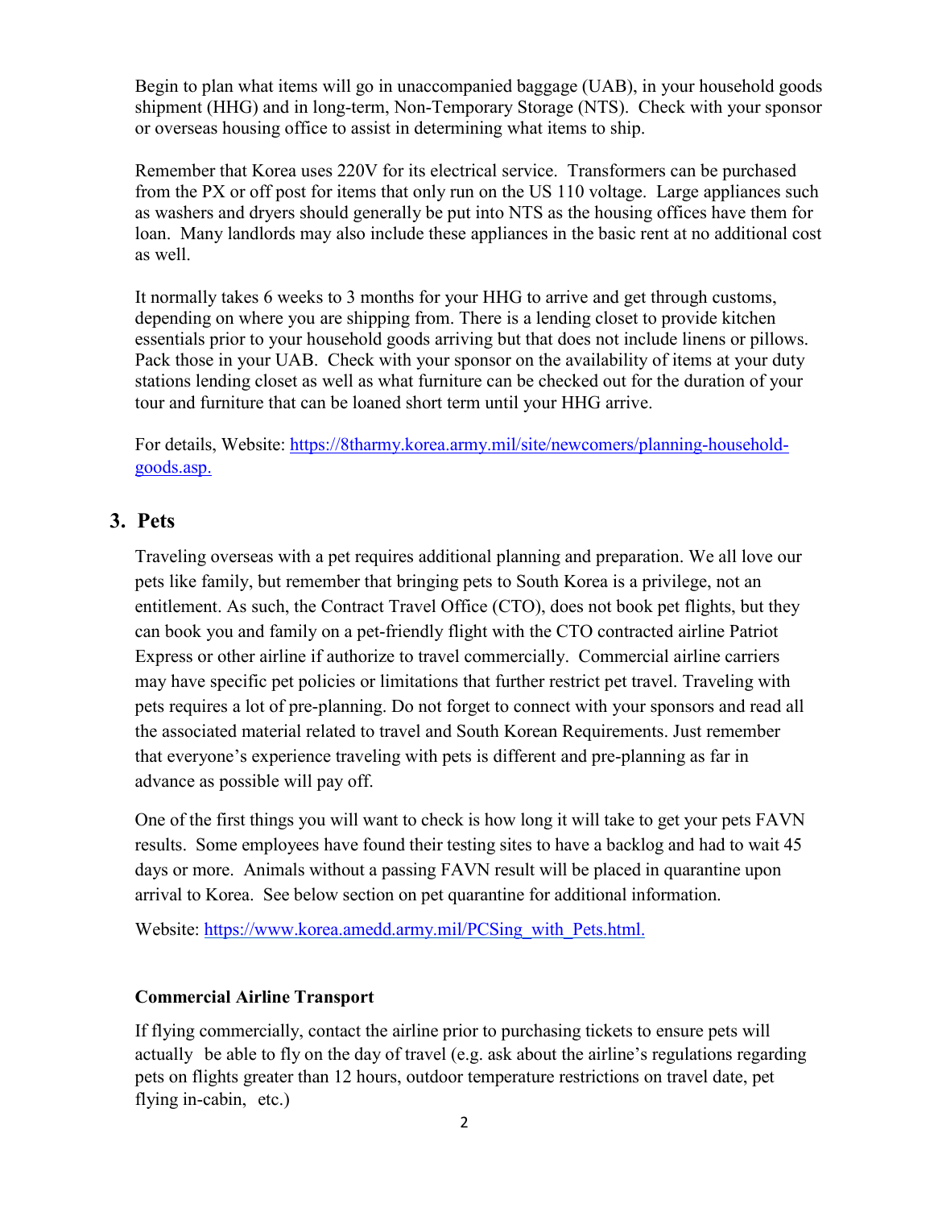Begin to plan what items will go in unaccompanied baggage (UAB), in your household goods shipment (HHG) and in long-term, Non-Temporary Storage (NTS). Check with your sponsor or overseas housing office to assist in determining what items to ship.

Remember that Korea uses 220V for its electrical service. Transformers can be purchased from the PX or off post for items that only run on the US 110 voltage. Large appliances such as washers and dryers should generally be put into NTS as the housing offices have them for loan. Many landlords may also include these appliances in the basic rent at no additional cost as well.

It normally takes 6 weeks to 3 months for your HHG to arrive and get through customs, depending on where you are shipping from. There is a lending closet to provide kitchen essentials prior to your household goods arriving but that does not include linens or pillows. Pack those in your UAB. Check with your sponsor on the availability of items at your duty stations lending closet as well as what furniture can be checked out for the duration of your tour and furniture that can be loaned short term until your HHG arrive.

For details, Website: [https://8tharmy.korea.army.mil/site/newcomers/planning-household-goods.asp.](https://8tharmy.korea.army.mil/site/newcomers/planning-household-goods.asp)

## 3. Pets

Traveling overseas with a pet requires additional planning and preparation. We all love our pets like family, but remember that bringing pets to South Korea is a privilege, not an entitlement. As such, the Contract Travel Office (CTO), does not book pet flights, but they can book you and family on a pet-friendly flight with the CTO contracted airline Patriot Express or other airline if authorize to travel commercially. Commercial airline carriers may have specific pet policies or limitations that further restrict pet travel. Traveling with pets requires a lot of pre-planning. Do not forget to connect with your sponsors and read all the associated material related to travel and South Korean Requirements. Just remember that everyone's experience traveling with pets is different and pre-planning as far in advance as possible will pay off.

One of the first things you will want to check is how long it will take to get your pets FAVN results. Some employees have found their testing sites to have a backlog and had to wait 45 days or more. Animals without a passing FAVN result will be placed in quarantine upon arrival to Korea. See below section on pet quarantine for additional information.

Website: [https://www.korea.amedd.army.mil/PCSing_with_Pets.html.](https://www.korea.amedd.army.mil/PCSing_with_Pets.html)

**Commercial Airline Transport**

If flying commercially, contact the airline prior to purchasing tickets to ensure pets will actually be able to fly on the day of travel (e.g. ask about the airline's regulations regarding pets on flights greater than 12 hours, outdoor temperature restrictions on travel date, pet flying in-cabin, etc.)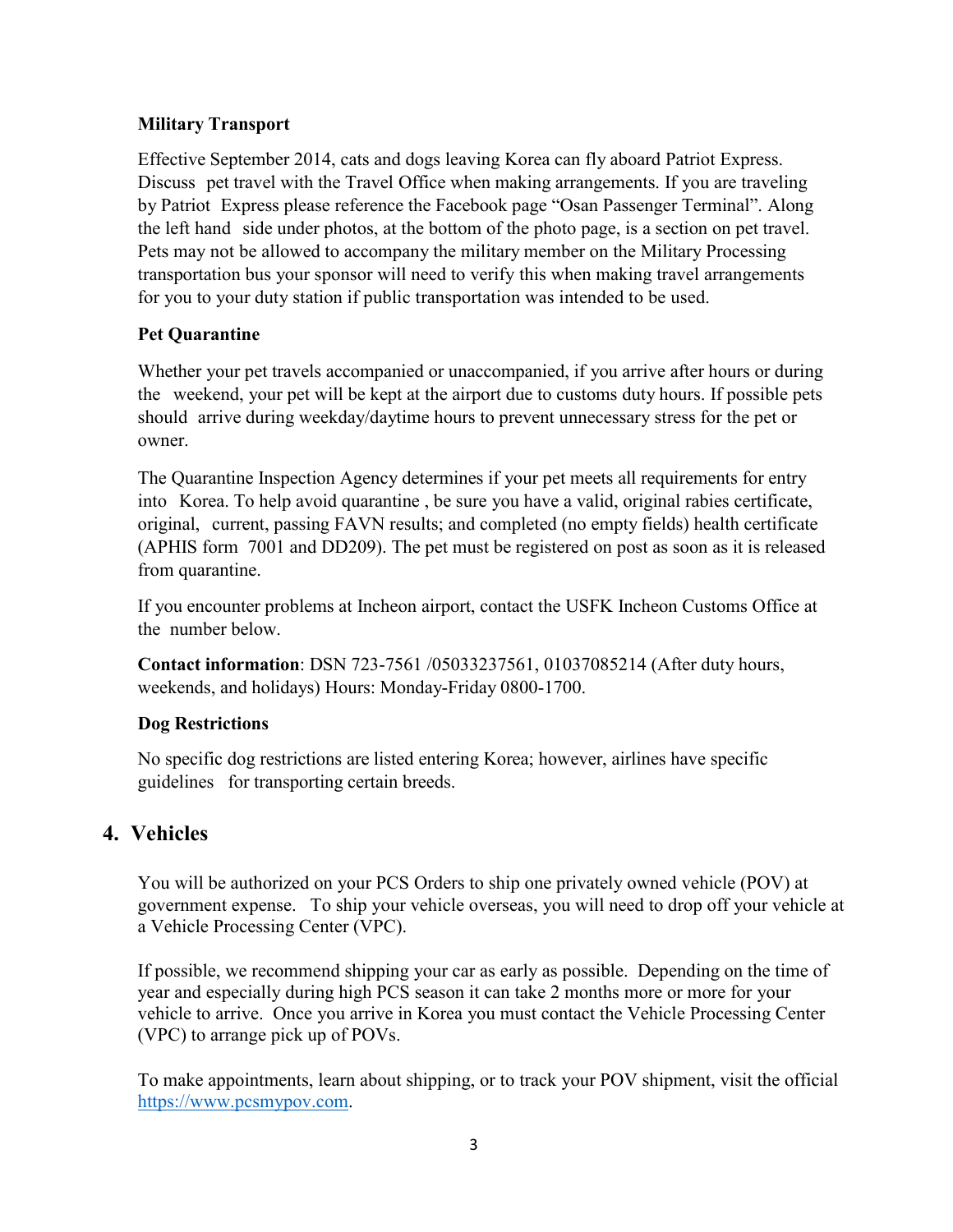**Military Transport**

Effective September 2014, cats and dogs leaving Korea can fly aboard Patriot Express. Discuss pet travel with the Travel Office when making arrangements. If you are traveling by Patriot Express please reference the Facebook page "Osan Passenger Terminal". Along the left hand side under photos, at the bottom of the photo page, is a section on pet travel. Pets may not be allowed to accompany the military member on the Military Processing transportation bus your sponsor will need to verify this when making travel arrangements for you to your duty station if public transportation was intended to be used.

**Pet Quarantine**

Whether your pet travels accompanied or unaccompanied, if you arrive after hours or during the weekend, your pet will be kept at the airport due to customs duty hours. If possible pets should arrive during weekday/daytime hours to prevent unnecessary stress for the pet or owner.

The Quarantine Inspection Agency determines if your pet meets all requirements for entry into Korea. To help avoid quarantine , be sure you have a valid, original rabies certificate, original, current, passing FAVN results; and completed (no empty fields) health certificate (APHIS form 7001 and DD209). The pet must be registered on post as soon as it is released from quarantine.

If you encounter problems at Incheon airport, contact the USFK Incheon Customs Office at the number below.

**Contact information**: DSN 723-7561 /05033237561, 01037085214 (After duty hours, weekends, and holidays) Hours: Monday-Friday 0800-1700.

**Dog Restrictions**

No specific dog restrictions are listed entering Korea; however, airlines have specific guidelines for transporting certain breeds.

## 4. Vehicles

You will be authorized on your PCS Orders to ship one privately owned vehicle (POV) at government expense. To ship your vehicle overseas, you will need to drop off your vehicle at a Vehicle Processing Center (VPC).

If possible, we recommend shipping your car as early as possible. Depending on the time of year and especially during high PCS season it can take 2 months more or more for your vehicle to arrive. Once you arrive in Korea you must contact the Vehicle Processing Center (VPC) to arrange pick up of POVs.

To make appointments, learn about shipping, or to track your POV shipment, visit the official https://www.pcsmypov.com.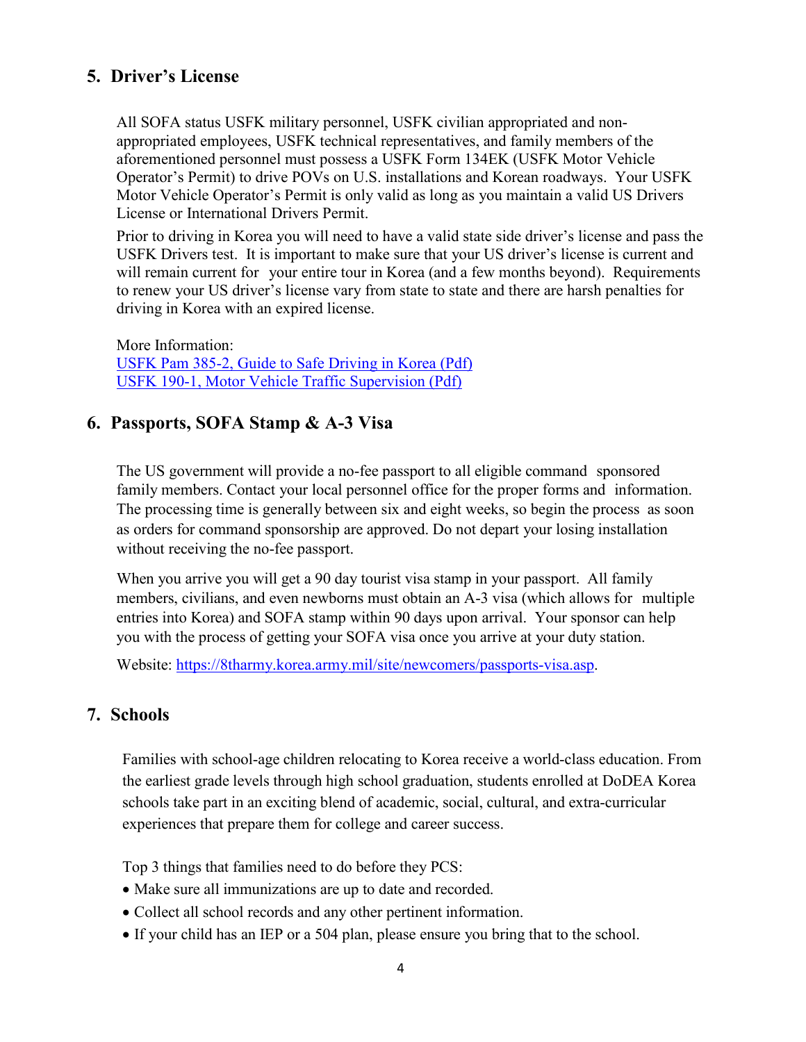## 5. Driver's License

All SOFA status USFK military personnel, USFK civilian appropriated and non-appropriated employees, USFK technical representatives, and family members of the aforementioned personnel must possess a USFK Form 134EK (USFK Motor Vehicle Operator's Permit) to drive POVs on U.S. installations and Korean roadways. Your USFK Motor Vehicle Operator's Permit is only valid as long as you maintain a valid US Drivers License or International Drivers Permit.

Prior to driving in Korea you will need to have a valid state side driver's license and pass the USFK Drivers test. It is important to make sure that your US driver's license is current and will remain current for your entire tour in Korea (and a few months beyond). Requirements to renew your US driver's license vary from state to state and there are harsh penalties for driving in Korea with an expired license.

More Information:
[USFK Pam 385-2, Guide to Safe Driving in Korea (Pdf)]()
[USFK 190-1, Motor Vehicle Traffic Supervision (Pdf)]()

## 6. Passports, SOFA Stamp & A-3 Visa

The US government will provide a no-fee passport to all eligible command sponsored family members. Contact your local personnel office for the proper forms and information. The processing time is generally between six and eight weeks, so begin the process as soon as orders for command sponsorship are approved. Do not depart your losing installation without receiving the no-fee passport.

When you arrive you will get a 90 day tourist visa stamp in your passport. All family members, civilians, and even newborns must obtain an A-3 visa (which allows for multiple entries into Korea) and SOFA stamp within 90 days upon arrival. Your sponsor can help you with the process of getting your SOFA visa once you arrive at your duty station.

Website: [https://8tharmy.korea.army.mil/site/newcomers/passports-visa.asp](https://8tharmy.korea.army.mil/site/newcomers/passports-visa.asp).

## 7. Schools

Families with school-age children relocating to Korea receive a world-class education. From the earliest grade levels through high school graduation, students enrolled at DoDEA Korea schools take part in an exciting blend of academic, social, cultural, and extra-curricular experiences that prepare them for college and career success.

Top 3 things that families need to do before they PCS:

- Make sure all immunizations are up to date and recorded.
- Collect all school records and any other pertinent information.
- If your child has an IEP or a 504 plan, please ensure you bring that to the school.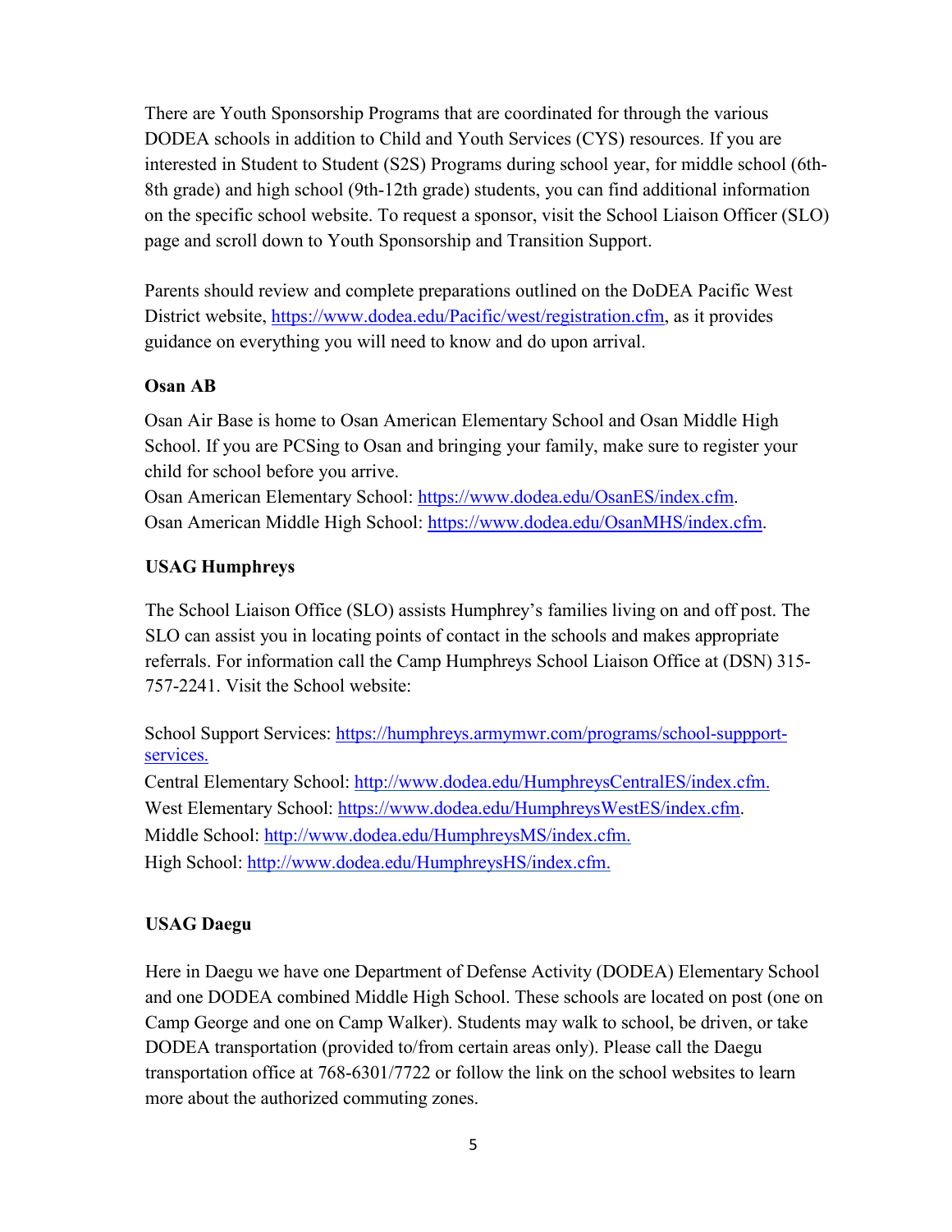There are Youth Sponsorship Programs that are coordinated for through the various DODEA schools in addition to Child and Youth Services (CYS) resources. If you are interested in Student to Student (S2S) Programs during school year, for middle school (6th-8th grade) and high school (9th-12th grade) students, you can find additional information on the specific school website. To request a sponsor, visit the School Liaison Officer (SLO) page and scroll down to Youth Sponsorship and Transition Support.

Parents should review and complete preparations outlined on the DoDEA Pacific West District website, https://www.dodea.edu/Pacific/west/registration.cfm, as it provides guidance on everything you will need to know and do upon arrival.

**Osan AB**

Osan Air Base is home to Osan American Elementary School and Osan Middle High School. If you are PCSing to Osan and bringing your family, make sure to register your child for school before you arrive.
Osan American Elementary School: https://www.dodea.edu/OsanES/index.cfm.
Osan American Middle High School: https://www.dodea.edu/OsanMHS/index.cfm.

**USAG Humphreys**

The School Liaison Office (SLO) assists Humphrey's families living on and off post. The SLO can assist you in locating points of contact in the schools and makes appropriate referrals. For information call the Camp Humphreys School Liaison Office at (DSN) 315-757-2241. Visit the School website:

School Support Services: https://humphreys.armymwr.com/programs/school-suppport-services.
Central Elementary School: http://www.dodea.edu/HumphreysCentralES/index.cfm.
West Elementary School: https://www.dodea.edu/HumphreysWestES/index.cfm.
Middle School: http://www.dodea.edu/HumphreysMS/index.cfm.
High School: http://www.dodea.edu/HumphreysHS/index.cfm.

**USAG Daegu**

Here in Daegu we have one Department of Defense Activity (DODEA) Elementary School and one DODEA combined Middle High School. These schools are located on post (one on Camp George and one on Camp Walker). Students may walk to school, be driven, or take DODEA transportation (provided to/from certain areas only). Please call the Daegu transportation office at 768-6301/7722 or follow the link on the school websites to learn more about the authorized commuting zones.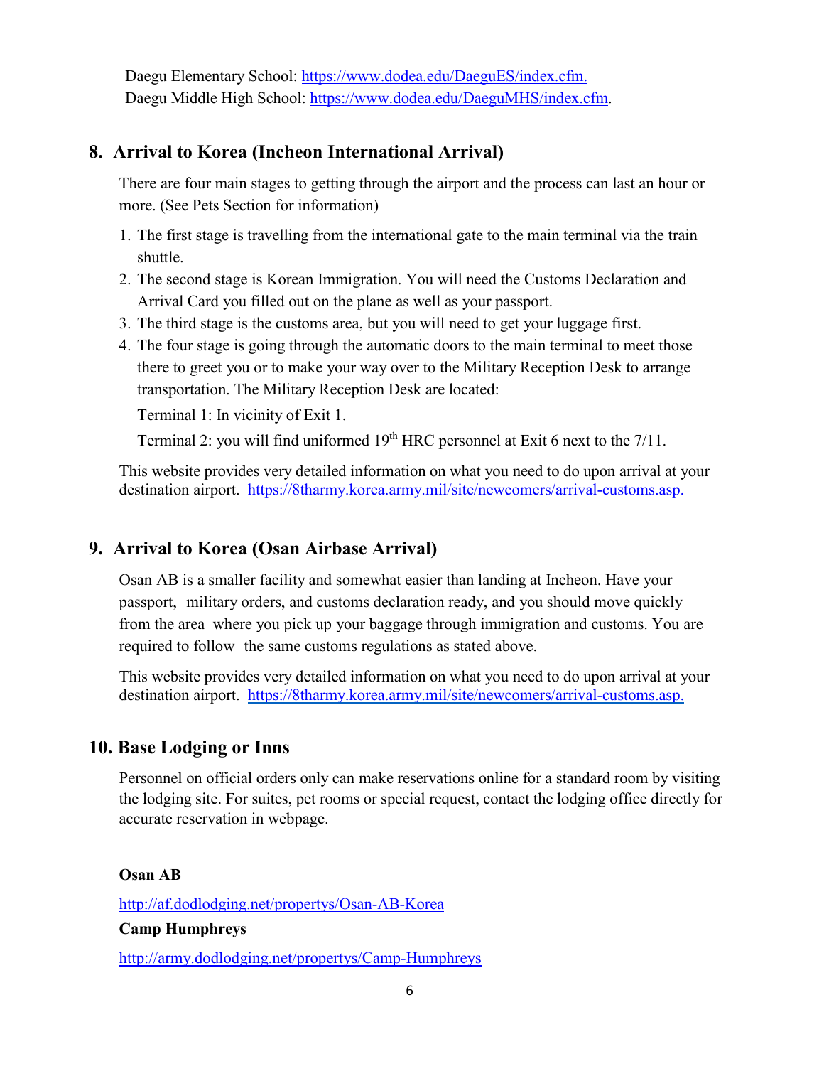Daegu Elementary School: [https://www.dodea.edu/DaeguES/index.cfm.](https://www.dodea.edu/DaeguES/index.cfm)
Daegu Middle High School: [https://www.dodea.edu/DaeguMHS/index.cfm](https://www.dodea.edu/DaeguMHS/index.cfm).

## 8. Arrival to Korea (Incheon International Arrival)

There are four main stages to getting through the airport and the process can last an hour or more. (See Pets Section for information)

1. The first stage is travelling from the international gate to the main terminal via the train shuttle.
2. The second stage is Korean Immigration. You will need the Customs Declaration and Arrival Card you filled out on the plane as well as your passport.
3. The third stage is the customs area, but you will need to get your luggage first.
4. The four stage is going through the automatic doors to the main terminal to meet those there to greet you or to make your way over to the Military Reception Desk to arrange transportation. The Military Reception Desk are located:

   Terminal 1: In vicinity of Exit 1.

   Terminal 2: you will find uniformed 19th HRC personnel at Exit 6 next to the 7/11.

This website provides very detailed information on what you need to do upon arrival at your destination airport. [https://8tharmy.korea.army.mil/site/newcomers/arrival-customs.asp.](https://8tharmy.korea.army.mil/site/newcomers/arrival-customs.asp)

## 9. Arrival to Korea (Osan Airbase Arrival)

Osan AB is a smaller facility and somewhat easier than landing at Incheon. Have your passport, military orders, and customs declaration ready, and you should move quickly from the area where you pick up your baggage through immigration and customs. You are required to follow the same customs regulations as stated above.

This website provides very detailed information on what you need to do upon arrival at your destination airport. [https://8tharmy.korea.army.mil/site/newcomers/arrival-customs.asp.](https://8tharmy.korea.army.mil/site/newcomers/arrival-customs.asp)

## 10. Base Lodging or Inns

Personnel on official orders only can make reservations online for a standard room by visiting the lodging site. For suites, pet rooms or special request, contact the lodging office directly for accurate reservation in webpage.

**Osan AB**

[http://af.dodlodging.net/propertys/Osan-AB-Korea](http://af.dodlodging.net/propertys/Osan-AB-Korea)

**Camp Humphreys**

[http://army.dodlodging.net/propertys/Camp-Humphreys](http://army.dodlodging.net/propertys/Camp-Humphreys)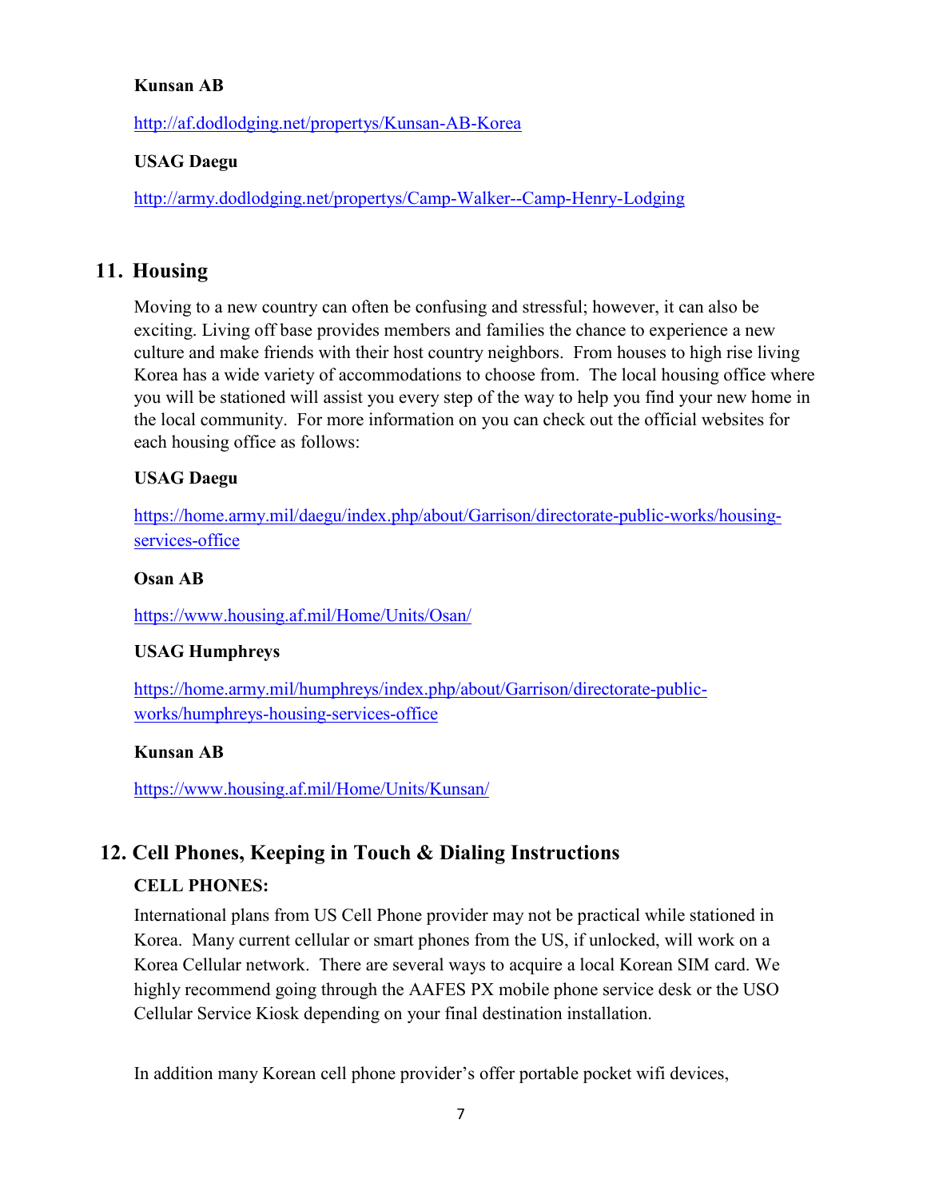**Kunsan AB**

http://af.dodlodging.net/propertys/Kunsan-AB-Korea

**USAG Daegu**

http://army.dodlodging.net/propertys/Camp-Walker--Camp-Henry-Lodging

## 11. Housing

Moving to a new country can often be confusing and stressful; however, it can also be exciting. Living off base provides members and families the chance to experience a new culture and make friends with their host country neighbors. From houses to high rise living Korea has a wide variety of accommodations to choose from. The local housing office where you will be stationed will assist you every step of the way to help you find your new home in the local community. For more information on you can check out the official websites for each housing office as follows:

**USAG Daegu**

https://home.army.mil/daegu/index.php/about/Garrison/directorate-public-works/housing-services-office

**Osan AB**

https://www.housing.af.mil/Home/Units/Osan/

**USAG Humphreys**

https://home.army.mil/humphreys/index.php/about/Garrison/directorate-public-works/humphreys-housing-services-office

**Kunsan AB**

https://www.housing.af.mil/Home/Units/Kunsan/

## 12. Cell Phones, Keeping in Touch & Dialing Instructions

**CELL PHONES:**

International plans from US Cell Phone provider may not be practical while stationed in Korea. Many current cellular or smart phones from the US, if unlocked, will work on a Korea Cellular network. There are several ways to acquire a local Korean SIM card. We highly recommend going through the AAFES PX mobile phone service desk or the USO Cellular Service Kiosk depending on your final destination installation.

In addition many Korean cell phone provider's offer portable pocket wifi devices,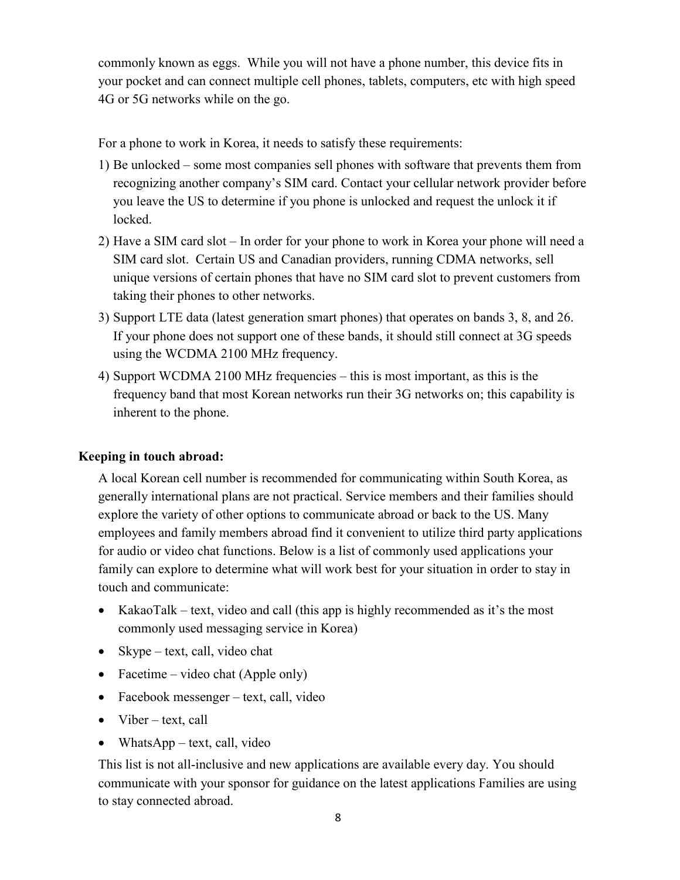commonly known as eggs.  While you will not have a phone number, this device fits in your pocket and can connect multiple cell phones, tablets, computers, etc with high speed 4G or 5G networks while on the go.

For a phone to work in Korea, it needs to satisfy these requirements:

1) Be unlocked – some most companies sell phones with software that prevents them from recognizing another company's SIM card. Contact your cellular network provider before you leave the US to determine if you phone is unlocked and request the unlock it if locked.
2) Have a SIM card slot – In order for your phone to work in Korea your phone will need a SIM card slot.  Certain US and Canadian providers, running CDMA networks, sell unique versions of certain phones that have no SIM card slot to prevent customers from taking their phones to other networks.
3) Support LTE data (latest generation smart phones) that operates on bands 3, 8, and 26. If your phone does not support one of these bands, it should still connect at 3G speeds using the WCDMA 2100 MHz frequency.
4) Support WCDMA 2100 MHz frequencies – this is most important, as this is the frequency band that most Korean networks run their 3G networks on; this capability is inherent to the phone.

**Keeping in touch abroad:**

A local Korean cell number is recommended for communicating within South Korea, as generally international plans are not practical. Service members and their families should explore the variety of other options to communicate abroad or back to the US. Many employees and family members abroad find it convenient to utilize third party applications for audio or video chat functions. Below is a list of commonly used applications your family can explore to determine what will work best for your situation in order to stay in touch and communicate:

- KakaoTalk – text, video and call (this app is highly recommended as it's the most commonly used messaging service in Korea)
- Skype – text, call, video chat
- Facetime – video chat (Apple only)
- Facebook messenger – text, call, video
- Viber – text, call
- WhatsApp – text, call, video

This list is not all-inclusive and new applications are available every day. You should communicate with your sponsor for guidance on the latest applications Families are using to stay connected abroad.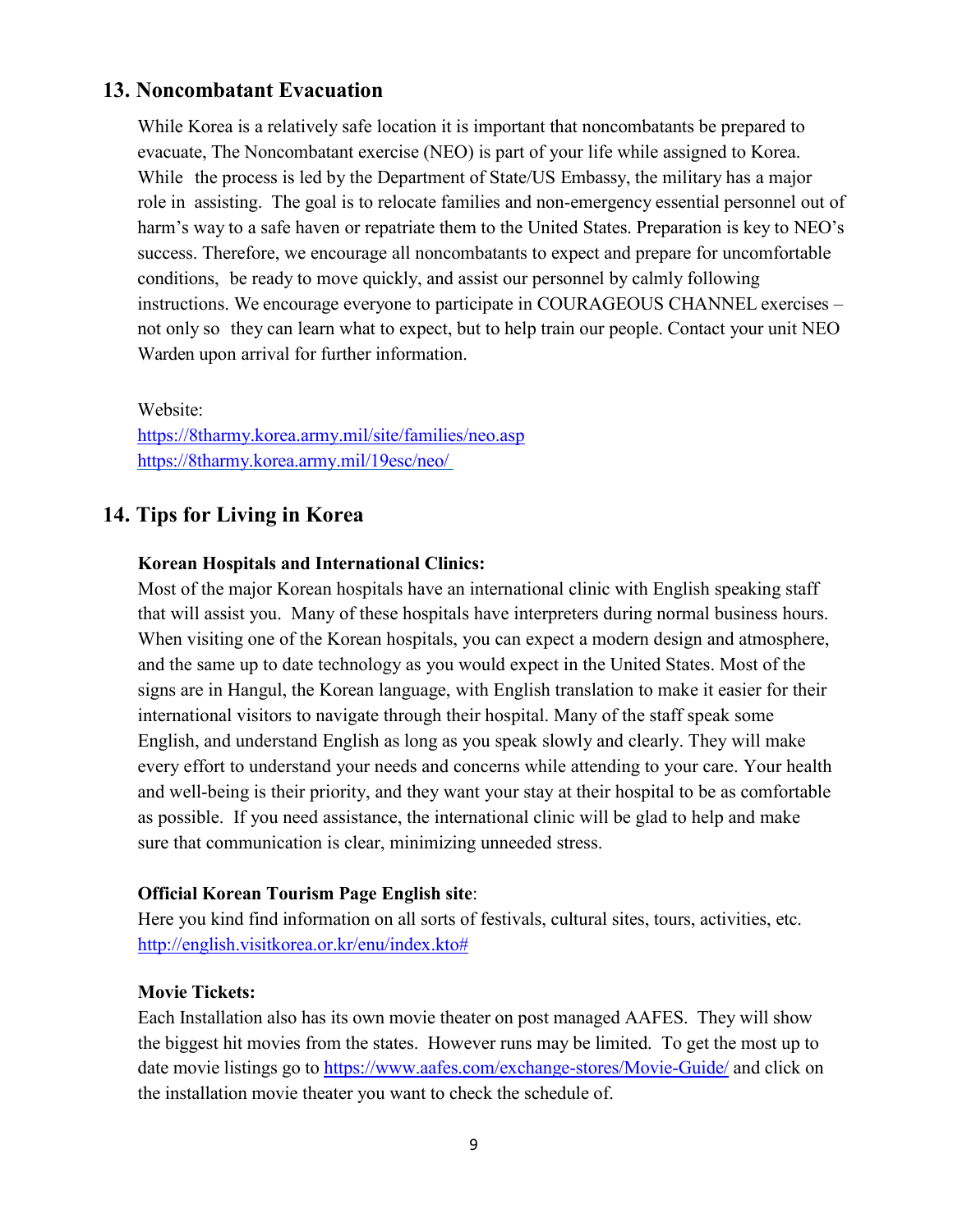## 13. Noncombatant Evacuation

While Korea is a relatively safe location it is important that noncombatants be prepared to evacuate, The Noncombatant exercise (NEO) is part of your life while assigned to Korea. While the process is led by the Department of State/US Embassy, the military has a major role in assisting. The goal is to relocate families and non-emergency essential personnel out of harm's way to a safe haven or repatriate them to the United States. Preparation is key to NEO's success. Therefore, we encourage all noncombatants to expect and prepare for uncomfortable conditions, be ready to move quickly, and assist our personnel by calmly following instructions. We encourage everyone to participate in COURAGEOUS CHANNEL exercises – not only so they can learn what to expect, but to help train our people. Contact your unit NEO Warden upon arrival for further information.

Website:
https://8tharmy.korea.army.mil/site/families/neo.asp
https://8tharmy.korea.army.mil/19esc/neo/

## 14. Tips for Living in Korea

**Korean Hospitals and International Clinics:**
Most of the major Korean hospitals have an international clinic with English speaking staff that will assist you. Many of these hospitals have interpreters during normal business hours. When visiting one of the Korean hospitals, you can expect a modern design and atmosphere, and the same up to date technology as you would expect in the United States. Most of the signs are in Hangul, the Korean language, with English translation to make it easier for their international visitors to navigate through their hospital. Many of the staff speak some English, and understand English as long as you speak slowly and clearly. They will make every effort to understand your needs and concerns while attending to your care. Your health and well-being is their priority, and they want your stay at their hospital to be as comfortable as possible. If you need assistance, the international clinic will be glad to help and make sure that communication is clear, minimizing unneeded stress.

**Official Korean Tourism Page English site**:
Here you kind find information on all sorts of festivals, cultural sites, tours, activities, etc.
http://english.visitkorea.or.kr/enu/index.kto#

**Movie Tickets:**
Each Installation also has its own movie theater on post managed AAFES. They will show the biggest hit movies from the states. However runs may be limited. To get the most up to date movie listings go to https://www.aafes.com/exchange-stores/Movie-Guide/ and click on the installation movie theater you want to check the schedule of.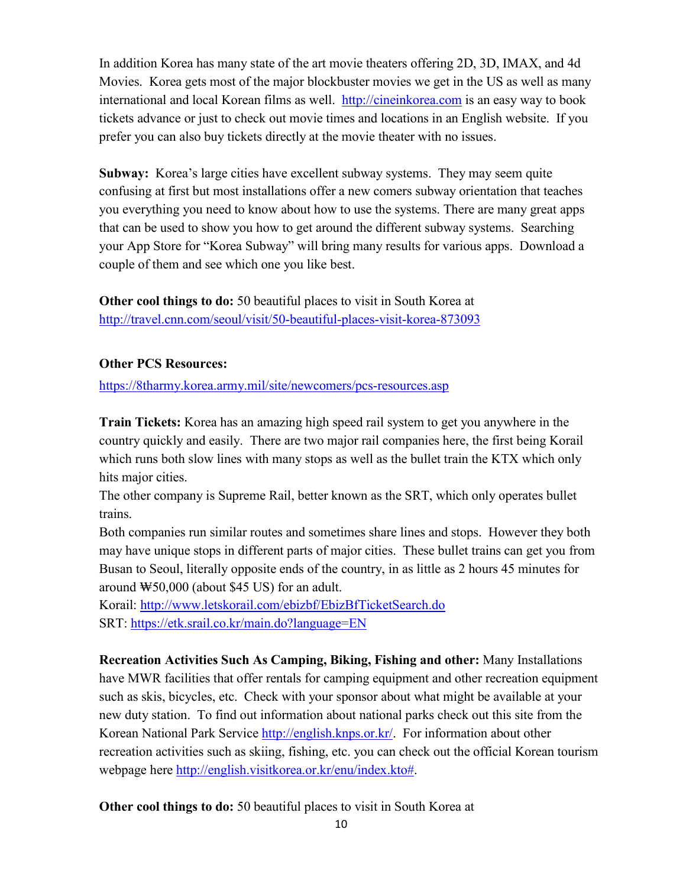In addition Korea has many state of the art movie theaters offering 2D, 3D, IMAX, and 4d Movies. Korea gets most of the major blockbuster movies we get in the US as well as many international and local Korean films as well. http://cineinkorea.com is an easy way to book tickets advance or just to check out movie times and locations in an English website. If you prefer you can also buy tickets directly at the movie theater with no issues.

**Subway:** Korea's large cities have excellent subway systems. They may seem quite confusing at first but most installations offer a new comers subway orientation that teaches you everything you need to know about how to use the systems. There are many great apps that can be used to show you how to get around the different subway systems. Searching your App Store for "Korea Subway" will bring many results for various apps. Download a couple of them and see which one you like best.

**Other cool things to do:** 50 beautiful places to visit in South Korea at http://travel.cnn.com/seoul/visit/50-beautiful-places-visit-korea-873093

**Other PCS Resources:**

https://8tharmy.korea.army.mil/site/newcomers/pcs-resources.asp

**Train Tickets:** Korea has an amazing high speed rail system to get you anywhere in the country quickly and easily. There are two major rail companies here, the first being Korail which runs both slow lines with many stops as well as the bullet train the KTX which only hits major cities.

The other company is Supreme Rail, better known as the SRT, which only operates bullet trains.

Both companies run similar routes and sometimes share lines and stops. However they both may have unique stops in different parts of major cities. These bullet trains can get you from Busan to Seoul, literally opposite ends of the country, in as little as 2 hours 45 minutes for around ₩50,000 (about $45 US) for an adult.

Korail: http://www.letskorail.com/ebizbf/EbizBfTicketSearch.do

SRT: https://etk.srail.co.kr/main.do?language=EN

**Recreation Activities Such As Camping, Biking, Fishing and other:** Many Installations have MWR facilities that offer rentals for camping equipment and other recreation equipment such as skis, bicycles, etc. Check with your sponsor about what might be available at your new duty station. To find out information about national parks check out this site from the Korean National Park Service http://english.knps.or.kr/. For information about other recreation activities such as skiing, fishing, etc. you can check out the official Korean tourism webpage here http://english.visitkorea.or.kr/enu/index.kto#.

**Other cool things to do:** 50 beautiful places to visit in South Korea at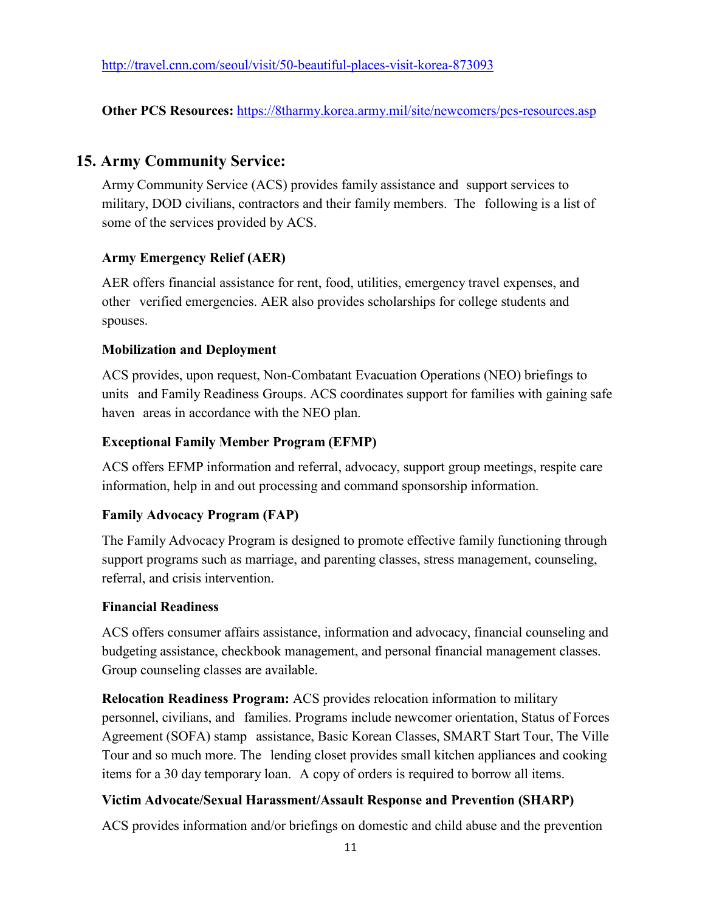http://travel.cnn.com/seoul/visit/50-beautiful-places-visit-korea-873093

**Other PCS Resources:** https://8tharmy.korea.army.mil/site/newcomers/pcs-resources.asp

## 15. Army Community Service:

Army Community Service (ACS) provides family assistance and support services to military, DOD civilians, contractors and their family members. The following is a list of some of the services provided by ACS.

**Army Emergency Relief (AER)**

AER offers financial assistance for rent, food, utilities, emergency travel expenses, and other verified emergencies. AER also provides scholarships for college students and spouses.

**Mobilization and Deployment**

ACS provides, upon request, Non-Combatant Evacuation Operations (NEO) briefings to units and Family Readiness Groups. ACS coordinates support for families with gaining safe haven areas in accordance with the NEO plan.

**Exceptional Family Member Program (EFMP)**

ACS offers EFMP information and referral, advocacy, support group meetings, respite care information, help in and out processing and command sponsorship information.

**Family Advocacy Program (FAP)**

The Family Advocacy Program is designed to promote effective family functioning through support programs such as marriage, and parenting classes, stress management, counseling, referral, and crisis intervention.

**Financial Readiness**

ACS offers consumer affairs assistance, information and advocacy, financial counseling and budgeting assistance, checkbook management, and personal financial management classes. Group counseling classes are available.

**Relocation Readiness Program:** ACS provides relocation information to military personnel, civilians, and families. Programs include newcomer orientation, Status of Forces Agreement (SOFA) stamp assistance, Basic Korean Classes, SMART Start Tour, The Ville Tour and so much more. The lending closet provides small kitchen appliances and cooking items for a 30 day temporary loan. A copy of orders is required to borrow all items.

**Victim Advocate/Sexual Harassment/Assault Response and Prevention (SHARP)**

ACS provides information and/or briefings on domestic and child abuse and the prevention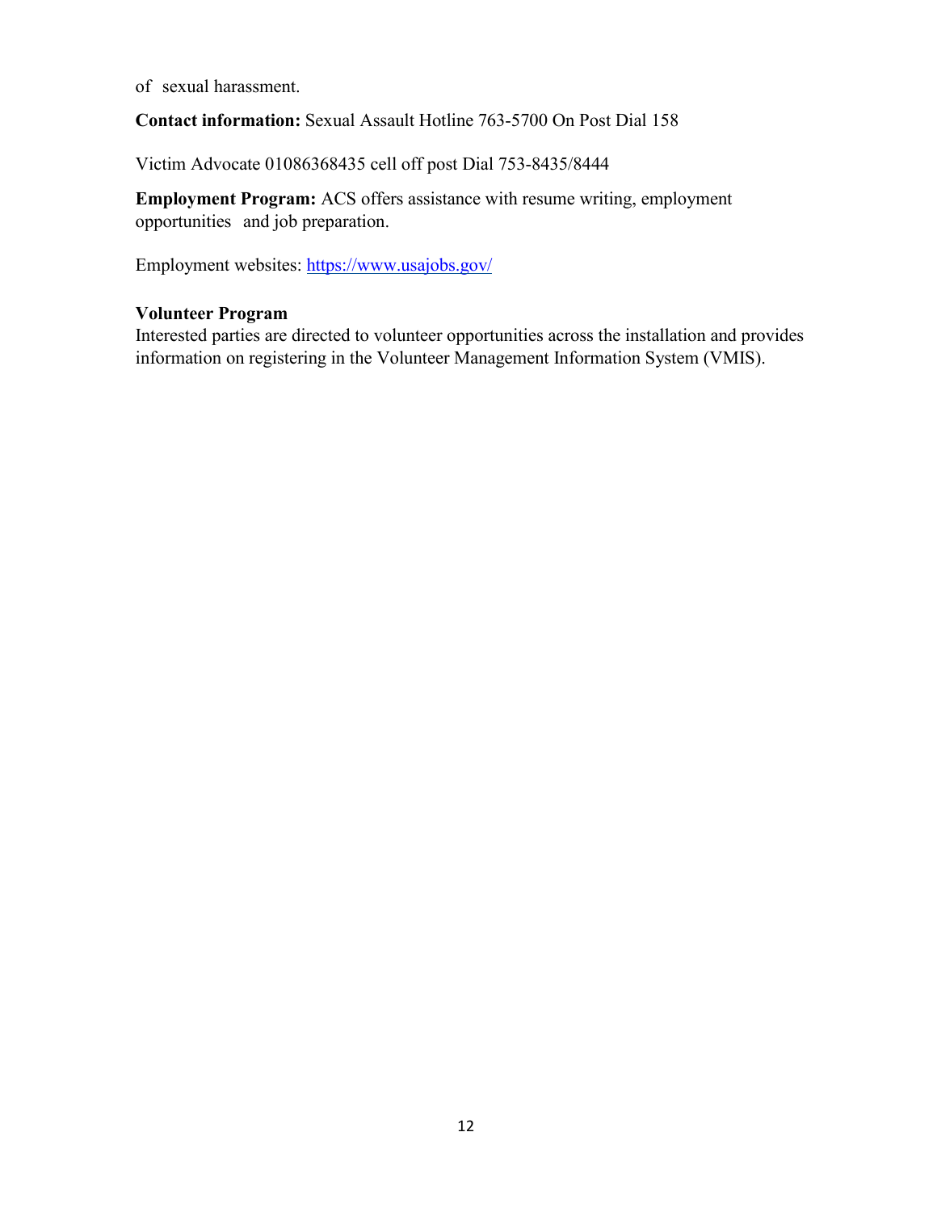of sexual harassment.

**Contact information:** Sexual Assault Hotline 763-5700 On Post Dial 158

Victim Advocate 01086368435 cell off post Dial 753-8435/8444

**Employment Program:** ACS offers assistance with resume writing, employment opportunities and job preparation.

Employment websites: [https://www.usajobs.gov/](https://www.usajobs.gov/)

**Volunteer Program**
Interested parties are directed to volunteer opportunities across the installation and provides information on registering in the Volunteer Management Information System (VMIS).